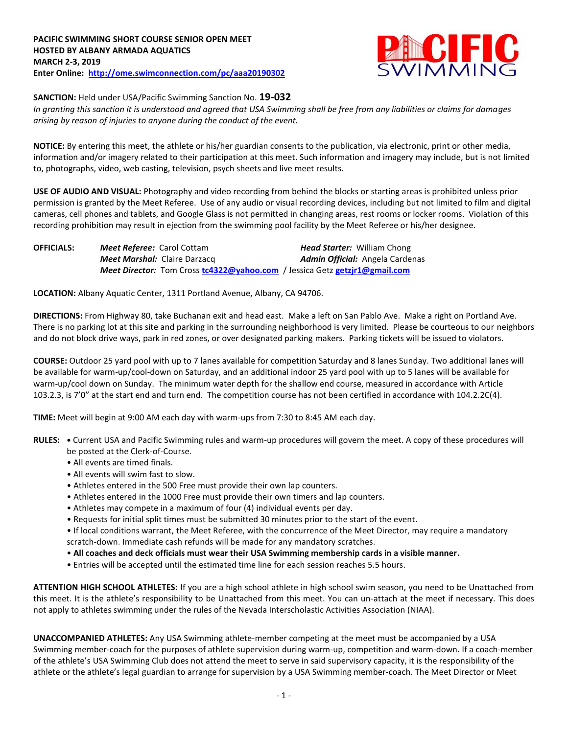**PACIFIC SWIMMING SHORT COURSE SENIOR OPEN MEET**
**HOSTED BY ALBANY ARMADA AQUATICS**
**MARCH 2-3, 2019**
**Enter Online: [http://ome.swimconnection.com/pc/aaa20190302](http://ome.swimconnection.com/pc/aaa20190302)**

**SANCTION:** Held under USA/Pacific Swimming Sanction No. **19-032**
*In granting this sanction it is understood and agreed that USA Swimming shall be free from any liabilities or claims for damages arising by reason of injuries to anyone during the conduct of the event.*

**NOTICE:** By entering this meet, the athlete or his/her guardian consents to the publication, via electronic, print or other media, information and/or imagery related to their participation at this meet. Such information and imagery may include, but is not limited to, photographs, video, web casting, television, psych sheets and live meet results.

**USE OF AUDIO AND VISUAL:** Photography and video recording from behind the blocks or starting areas is prohibited unless prior permission is granted by the Meet Referee. Use of any audio or visual recording devices, including but not limited to film and digital cameras, cell phones and tablets, and Google Glass is not permitted in changing areas, rest rooms or locker rooms. Violation of this recording prohibition may result in ejection from the swimming pool facility by the Meet Referee or his/her designee.

**OFFICIALS:**
***Meet Referee:*** Carol Cottam
***Head Starter:*** William Chong
***Meet Marshal:*** Claire Darzacq
***Admin Official:*** Angela Cardenas
***Meet Director:*** Tom Cross **tc4322@yahoo.com** / Jessica Getz **getzjr1@gmail.com**

**LOCATION:** Albany Aquatic Center, 1311 Portland Avenue, Albany, CA 94706.

**DIRECTIONS:** From Highway 80, take Buchanan exit and head east. Make a left on San Pablo Ave. Make a right on Portland Ave. There is no parking lot at this site and parking in the surrounding neighborhood is very limited. Please be courteous to our neighbors and do not block drive ways, park in red zones, or over designated parking makers. Parking tickets will be issued to violators.

**COURSE:** Outdoor 25 yard pool with up to 7 lanes available for competition Saturday and 8 lanes Sunday. Two additional lanes will be available for warm-up/cool-down on Saturday, and an additional indoor 25 yard pool with up to 5 lanes will be available for warm-up/cool down on Sunday. The minimum water depth for the shallow end course, measured in accordance with Article 103.2.3, is 7'0" at the start end and turn end. The competition course has not been certified in accordance with 104.2.2C(4).

**TIME:** Meet will begin at 9:00 AM each day with warm-ups from 7:30 to 8:45 AM each day.

**RULES:**
- Current USA and Pacific Swimming rules and warm-up procedures will govern the meet. A copy of these procedures will be posted at the Clerk-of-Course.
- All events are timed finals.
- All events will swim fast to slow.
- Athletes entered in the 500 Free must provide their own lap counters.
- Athletes entered in the 1000 Free must provide their own timers and lap counters.
- Athletes may compete in a maximum of four (4) individual events per day.
- Requests for initial split times must be submitted 30 minutes prior to the start of the event.
- If local conditions warrant, the Meet Referee, with the concurrence of the Meet Director, may require a mandatory scratch-down. Immediate cash refunds will be made for any mandatory scratches.
- **All coaches and deck officials must wear their USA Swimming membership cards in a visible manner.**
- Entries will be accepted until the estimated time line for each session reaches 5.5 hours.

**ATTENTION HIGH SCHOOL ATHLETES:** If you are a high school athlete in high school swim season, you need to be Unattached from this meet. It is the athlete's responsibility to be Unattached from this meet. You can un-attach at the meet if necessary. This does not apply to athletes swimming under the rules of the Nevada Interscholastic Activities Association (NIAA).

**UNACCOMPANIED ATHLETES:** Any USA Swimming athlete-member competing at the meet must be accompanied by a USA Swimming member-coach for the purposes of athlete supervision during warm-up, competition and warm-down. If a coach-member of the athlete's USA Swimming Club does not attend the meet to serve in said supervisory capacity, it is the responsibility of the athlete or the athlete's legal guardian to arrange for supervision by a USA Swimming member-coach. The Meet Director or Meet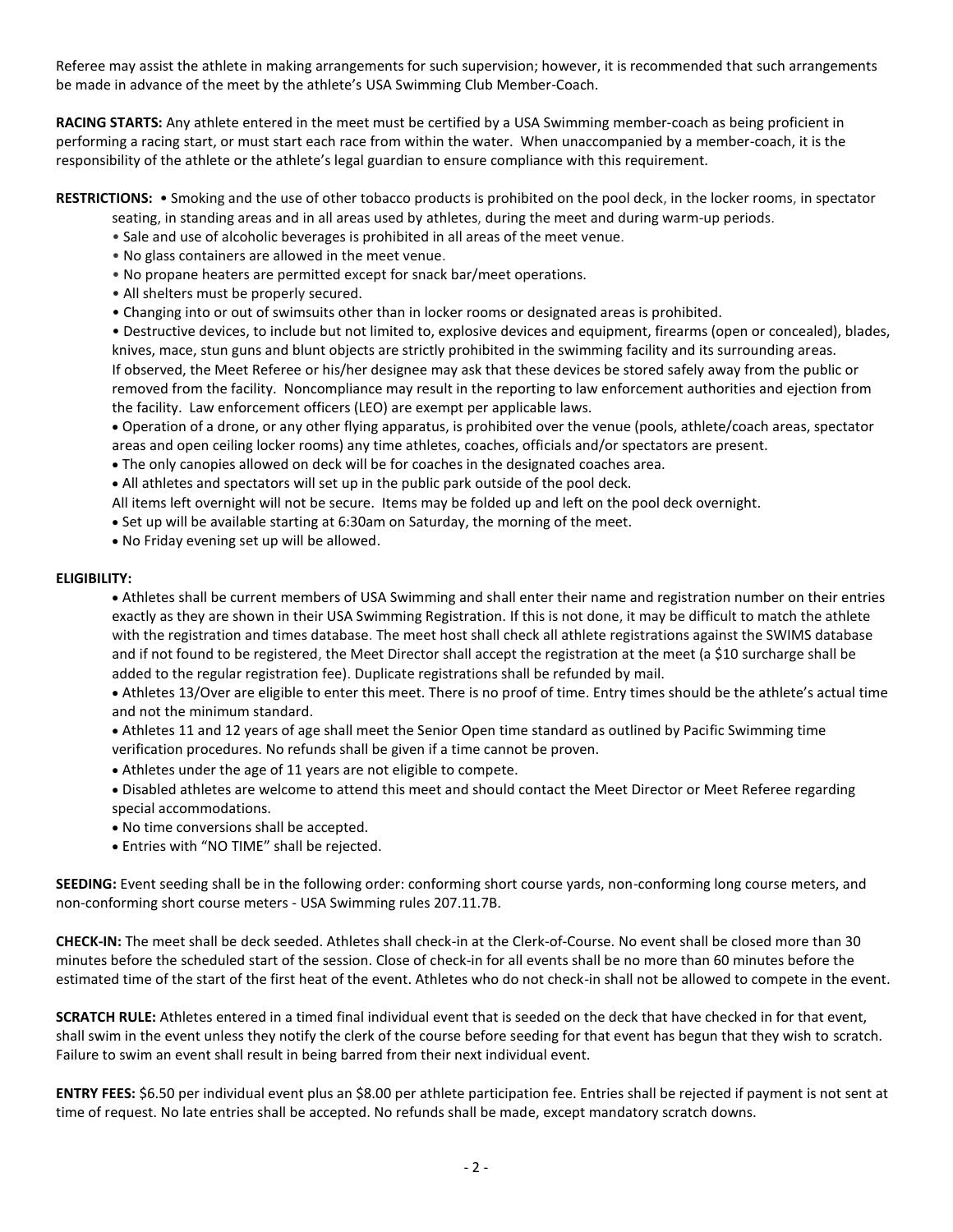Referee may assist the athlete in making arrangements for such supervision; however, it is recommended that such arrangements be made in advance of the meet by the athlete's USA Swimming Club Member-Coach.

**RACING STARTS:** Any athlete entered in the meet must be certified by a USA Swimming member-coach as being proficient in performing a racing start, or must start each race from within the water. When unaccompanied by a member-coach, it is the responsibility of the athlete or the athlete's legal guardian to ensure compliance with this requirement.

**RESTRICTIONS:**

- Smoking and the use of other tobacco products is prohibited on the pool deck, in the locker rooms, in spectator seating, in standing areas and in all areas used by athletes, during the meet and during warm-up periods.
- Sale and use of alcoholic beverages is prohibited in all areas of the meet venue.
- No glass containers are allowed in the meet venue.
- No propane heaters are permitted except for snack bar/meet operations.
- All shelters must be properly secured.
- Changing into or out of swimsuits other than in locker rooms or designated areas is prohibited.
- Destructive devices, to include but not limited to, explosive devices and equipment, firearms (open or concealed), blades, knives, mace, stun guns and blunt objects are strictly prohibited in the swimming facility and its surrounding areas. If observed, the Meet Referee or his/her designee may ask that these devices be stored safely away from the public or removed from the facility. Noncompliance may result in the reporting to law enforcement authorities and ejection from the facility. Law enforcement officers (LEO) are exempt per applicable laws.
- Operation of a drone, or any other flying apparatus, is prohibited over the venue (pools, athlete/coach areas, spectator areas and open ceiling locker rooms) any time athletes, coaches, officials and/or spectators are present.
- The only canopies allowed on deck will be for coaches in the designated coaches area.
- All athletes and spectators will set up in the public park outside of the pool deck.

  All items left overnight will not be secure. Items may be folded up and left on the pool deck overnight.
- Set up will be available starting at 6:30am on Saturday, the morning of the meet.
- No Friday evening set up will be allowed.

**ELIGIBILITY:**

- Athletes shall be current members of USA Swimming and shall enter their name and registration number on their entries exactly as they are shown in their USA Swimming Registration. If this is not done, it may be difficult to match the athlete with the registration and times database. The meet host shall check all athlete registrations against the SWIMS database and if not found to be registered, the Meet Director shall accept the registration at the meet (a $10 surcharge shall be added to the regular registration fee). Duplicate registrations shall be refunded by mail.
- Athletes 13/Over are eligible to enter this meet. There is no proof of time. Entry times should be the athlete's actual time and not the minimum standard.
- Athletes 11 and 12 years of age shall meet the Senior Open time standard as outlined by Pacific Swimming time verification procedures. No refunds shall be given if a time cannot be proven.
- Athletes under the age of 11 years are not eligible to compete.
- Disabled athletes are welcome to attend this meet and should contact the Meet Director or Meet Referee regarding special accommodations.
- No time conversions shall be accepted.
- Entries with "NO TIME" shall be rejected.

**SEEDING:** Event seeding shall be in the following order: conforming short course yards, non-conforming long course meters, and non-conforming short course meters - USA Swimming rules 207.11.7B.

**CHECK-IN:** The meet shall be deck seeded. Athletes shall check-in at the Clerk-of-Course. No event shall be closed more than 30 minutes before the scheduled start of the session. Close of check-in for all events shall be no more than 60 minutes before the estimated time of the start of the first heat of the event. Athletes who do not check-in shall not be allowed to compete in the event.

**SCRATCH RULE:** Athletes entered in a timed final individual event that is seeded on the deck that have checked in for that event, shall swim in the event unless they notify the clerk of the course before seeding for that event has begun that they wish to scratch. Failure to swim an event shall result in being barred from their next individual event.

**ENTRY FEES:** $6.50 per individual event plus an $8.00 per athlete participation fee. Entries shall be rejected if payment is not sent at time of request. No late entries shall be accepted. No refunds shall be made, except mandatory scratch downs.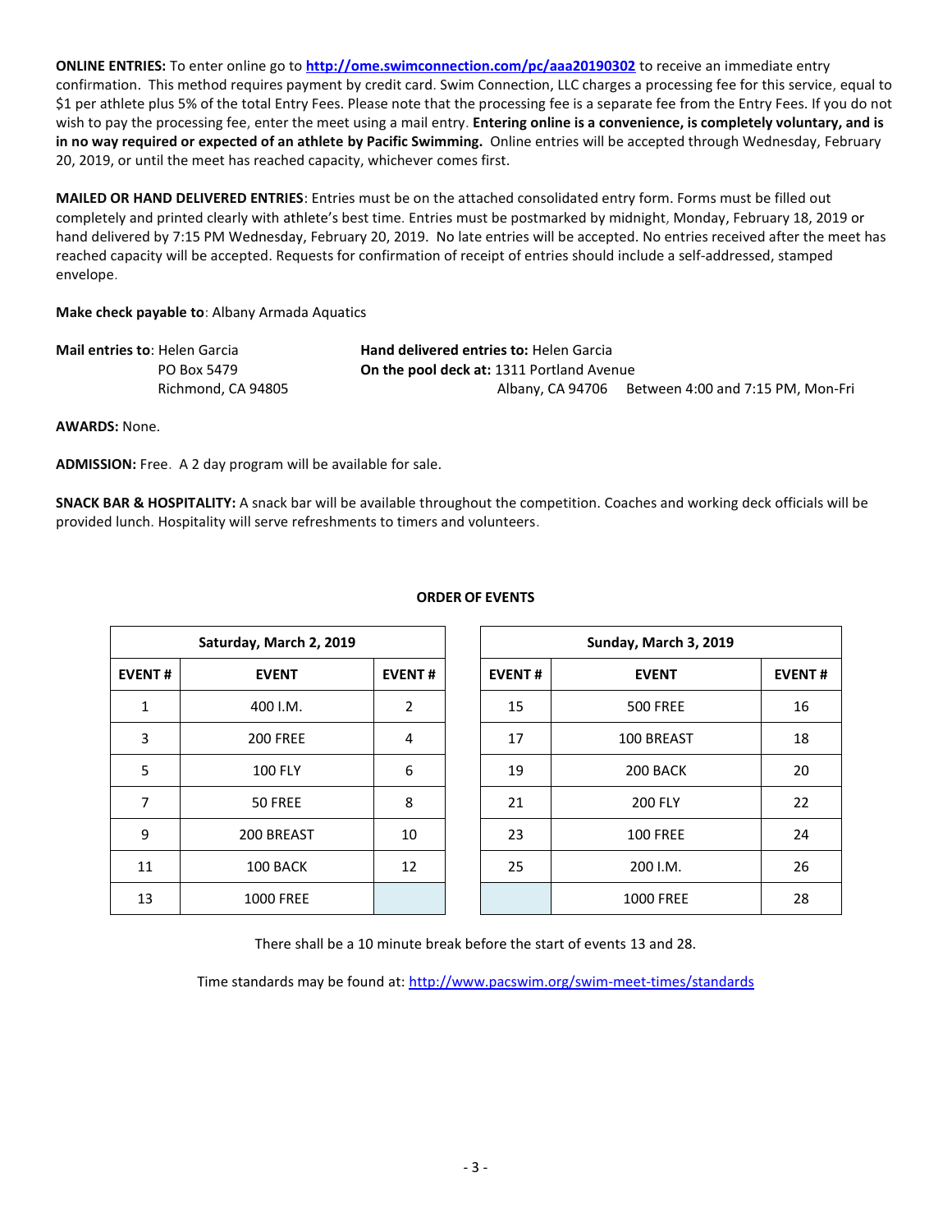**ONLINE ENTRIES:** To enter online go to **http://ome.swimconnection.com/pc/aaa20190302** to receive an immediate entry confirmation. This method requires payment by credit card. Swim Connection, LLC charges a processing fee for this service, equal to $1 per athlete plus 5% of the total Entry Fees. Please note that the processing fee is a separate fee from the Entry Fees. If you do not wish to pay the processing fee, enter the meet using a mail entry. **Entering online is a convenience, is completely voluntary, and is in no way required or expected of an athlete by Pacific Swimming.** Online entries will be accepted through Wednesday, February 20, 2019, or until the meet has reached capacity, whichever comes first.

**MAILED OR HAND DELIVERED ENTRIES**: Entries must be on the attached consolidated entry form. Forms must be filled out completely and printed clearly with athlete's best time. Entries must be postmarked by midnight, Monday, February 18, 2019 or hand delivered by 7:15 PM Wednesday, February 20, 2019. No late entries will be accepted. No entries received after the meet has reached capacity will be accepted. Requests for confirmation of receipt of entries should include a self-addressed, stamped envelope.

**Make check payable to**: Albany Armada Aquatics

**Mail entries to**: Helen Garcia
PO Box 5479
Richmond, CA 94805

**Hand delivered entries to:** Helen Garcia
**On the pool deck at:** 1311 Portland Avenue
Albany, CA 94706 Between 4:00 and 7:15 PM, Mon-Fri

**AWARDS:** None.

**ADMISSION:** Free. A 2 day program will be available for sale.

**SNACK BAR & HOSPITALITY:** A snack bar will be available throughout the competition. Coaches and working deck officials will be provided lunch. Hospitality will serve refreshments to timers and volunteers.

## ORDER OF EVENTS

| Saturday, March 2, 2019 | | |
|---|---|---|
| **EVENT #** | **EVENT** | **EVENT #** |
| 1 | 400 I.M. | 2 |
| 3 | 200 FREE | 4 |
| 5 | 100 FLY | 6 |
| 7 | 50 FREE | 8 |
| 9 | 200 BREAST | 10 |
| 11 | 100 BACK | 12 |
| 13 | 1000 FREE | |

| Sunday, March 3, 2019 | | |
|---|---|---|
| **EVENT #** | **EVENT** | **EVENT #** |
| 15 | 500 FREE | 16 |
| 17 | 100 BREAST | 18 |
| 19 | 200 BACK | 20 |
| 21 | 200 FLY | 22 |
| 23 | 100 FREE | 24 |
| 25 | 200 I.M. | 26 |
| | 1000 FREE | 28 |

There shall be a 10 minute break before the start of events 13 and 28.

Time standards may be found at: http://www.pacswim.org/swim-meet-times/standards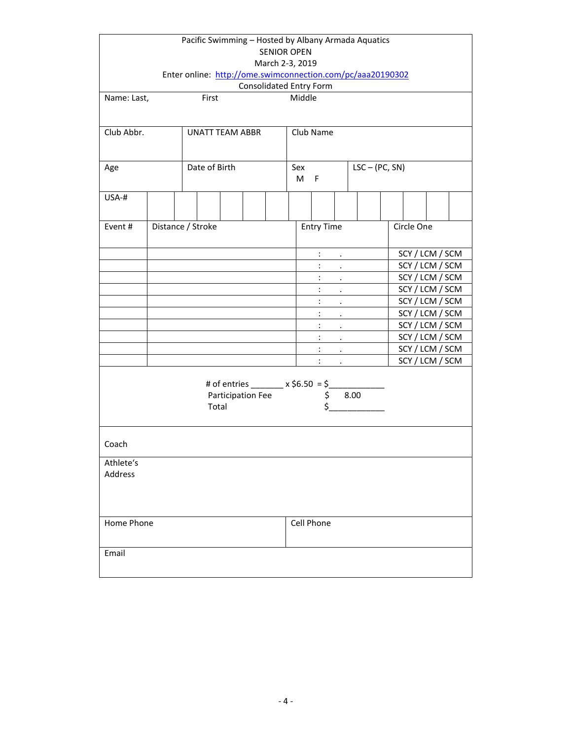Pacific Swimming – Hosted by Albany Armada Aquatics

SENIOR OPEN

March 2-3, 2019

Enter online: http://ome.swimconnection.com/pc/aaa20190302

Consolidated Entry Form

| Name: Last, | First | Middle |
|---|---|---|

| Club Abbr. | UNATT TEAM ABBR | Club Name |
|---|---|---|

| Age | Date of Birth | Sex M F | LSC – (PC, SN) |
|---|---|---|---|

| USA-# | | | | | | | | | | | | | | |
|---|---|---|---|---|---|---|---|---|---|---|---|---|---|---|

| Event # | Distance / Stroke | Entry Time | Circle One |
|---|---|---|---|
| | | : . | SCY / LCM / SCM |
| | | : . | SCY / LCM / SCM |
| | | : . | SCY / LCM / SCM |
| | | : . | SCY / LCM / SCM |
| | | : . | SCY / LCM / SCM |
| | | : . | SCY / LCM / SCM |
| | | : . | SCY / LCM / SCM |
| | | : . | SCY / LCM / SCM |
| | | : . | SCY / LCM / SCM |
| | | : . | SCY / LCM / SCM |

# of entries _______ x $6.50 = $____________

Participation Fee $ 8.00

Total $____________

Coach

Athlete's Address

| Home Phone | Cell Phone |
|---|---|

Email